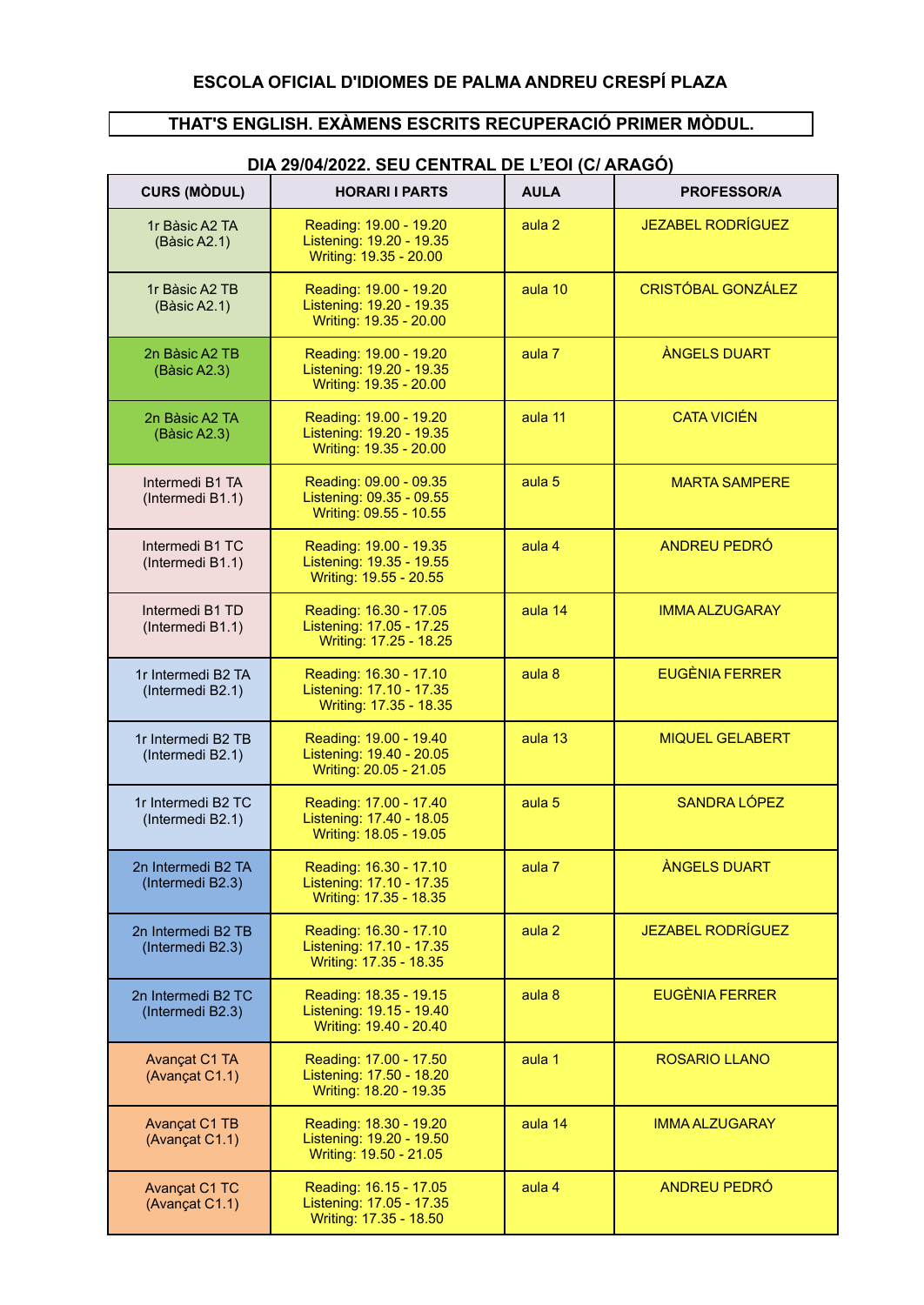# ESCOLA OFICIAL D'IDIOMES DE PALMA ANDREU CRESPÍ PLAZA

## THAT'S ENGLISH. EXÀMENS ESCRITS RECUPERACIÓ PRIMER MÒDUL.

### DIA 29/04/2022. SEU CENTRAL DE L'EOI (C/ ARAGÓ)

| CURS (MÒDUL) | HORARI I PARTS | AULA | PROFESSOR/A |
|---|---|---|---|
| 1r Bàsic A2 TA (Bàsic A2.1) | Reading: 19.00 - 19.20<br>Listening: 19.20 - 19.35<br>Writing: 19.35 - 20.00 | aula 2 | JEZABEL RODRÍGUEZ |
| 1r Bàsic A2 TB (Bàsic A2.1) | Reading: 19.00 - 19.20<br>Listening: 19.20 - 19.35<br>Writing: 19.35 - 20.00 | aula 10 | CRISTÓBAL GONZÁLEZ |
| 2n Bàsic A2 TB (Bàsic A2.3) | Reading: 19.00 - 19.20<br>Listening: 19.20 - 19.35<br>Writing: 19.35 - 20.00 | aula 7 | ÀNGELS DUART |
| 2n Bàsic A2 TA (Bàsic A2.3) | Reading: 19.00 - 19.20<br>Listening: 19.20 - 19.35<br>Writing: 19.35 - 20.00 | aula 11 | CATA VICIÉN |
| Intermedi B1 TA (Intermedi B1.1) | Reading: 09.00 - 09.35<br>Listening: 09.35 - 09.55<br>Writing: 09.55 - 10.55 | aula 5 | MARTA SAMPERE |
| Intermedi B1 TC (Intermedi B1.1) | Reading: 19.00 - 19.35<br>Listening: 19.35 - 19.55<br>Writing: 19.55 - 20.55 | aula 4 | ANDREU PEDRÓ |
| Intermedi B1 TD (Intermedi B1.1) | Reading: 16.30 - 17.05<br>Listening: 17.05 - 17.25<br>Writing: 17.25 - 18.25 | aula 14 | IMMA ALZUGARAY |
| 1r Intermedi B2 TA (Intermedi B2.1) | Reading: 16.30 - 17.10<br>Listening: 17.10 - 17.35<br>Writing: 17.35 - 18.35 | aula 8 | EUGÈNIA FERRER |
| 1r Intermedi B2 TB (Intermedi B2.1) | Reading: 19.00 - 19.40<br>Listening: 19.40 - 20.05<br>Writing: 20.05 - 21.05 | aula 13 | MIQUEL GELABERT |
| 1r Intermedi B2 TC (Intermedi B2.1) | Reading: 17.00 - 17.40<br>Listening: 17.40 - 18.05<br>Writing: 18.05 - 19.05 | aula 5 | SANDRA LÓPEZ |
| 2n Intermedi B2 TA (Intermedi B2.3) | Reading: 16.30 - 17.10<br>Listening: 17.10 - 17.35<br>Writing: 17.35 - 18.35 | aula 7 | ÀNGELS DUART |
| 2n Intermedi B2 TB (Intermedi B2.3) | Reading: 16.30 - 17.10<br>Listening: 17.10 - 17.35<br>Writing: 17.35 - 18.35 | aula 2 | JEZABEL RODRÍGUEZ |
| 2n Intermedi B2 TC (Intermedi B2.3) | Reading: 18.35 - 19.15<br>Listening: 19.15 - 19.40<br>Writing: 19.40 - 20.40 | aula 8 | EUGÈNIA FERRER |
| Avançat C1 TA (Avançat C1.1) | Reading: 17.00 - 17.50<br>Listening: 17.50 - 18.20<br>Writing: 18.20 - 19.35 | aula 1 | ROSARIO LLANO |
| Avançat C1 TB (Avançat C1.1) | Reading: 18.30 - 19.20<br>Listening: 19.20 - 19.50<br>Writing: 19.50 - 21.05 | aula 14 | IMMA ALZUGARAY |
| Avançat C1 TC (Avançat C1.1) | Reading: 16.15 - 17.05<br>Listening: 17.05 - 17.35<br>Writing: 17.35 - 18.50 | aula 4 | ANDREU PEDRÓ |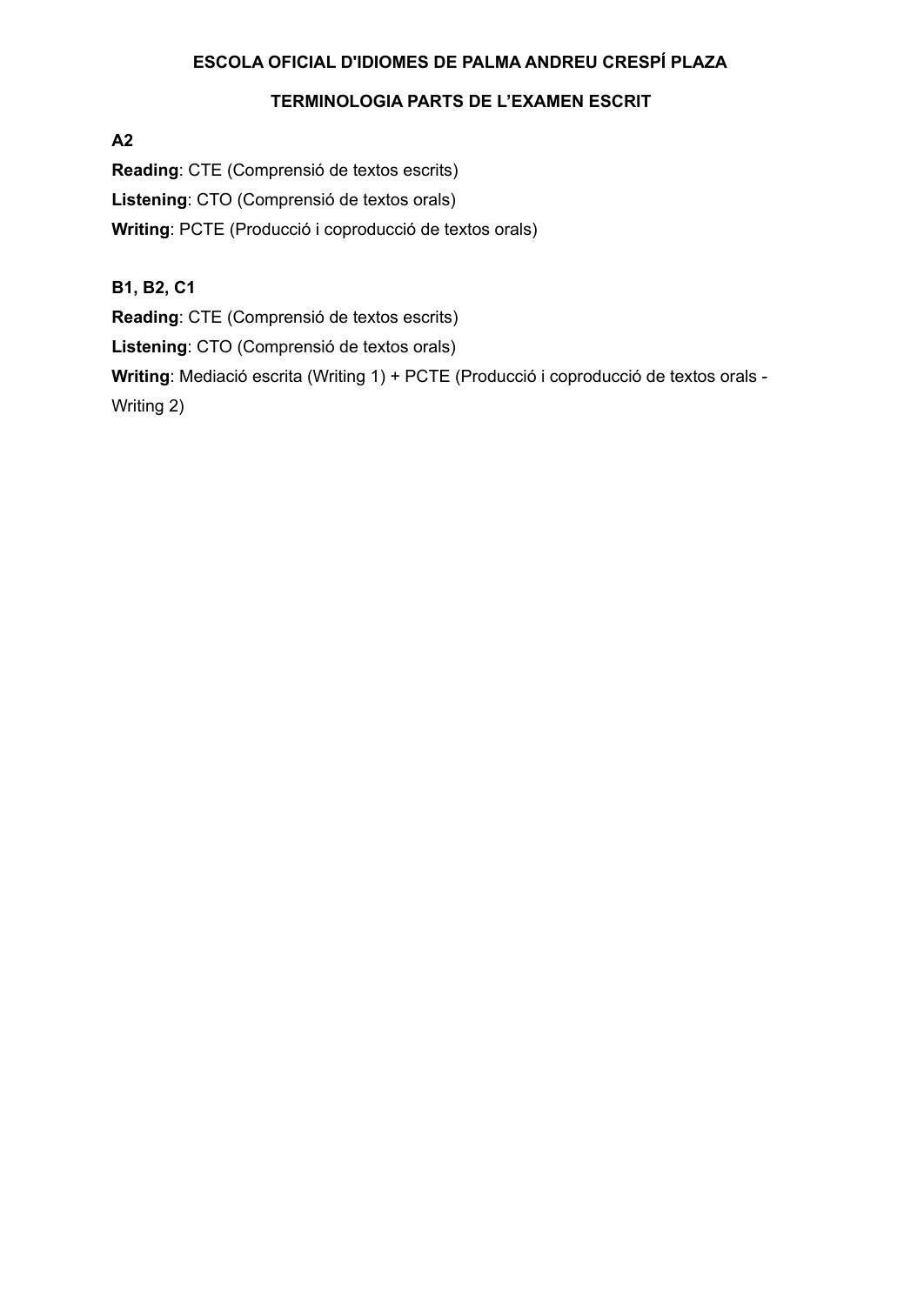**ESCOLA OFICIAL D'IDIOMES DE PALMA ANDREU CRESPÍ PLAZA**

**TERMINOLOGIA PARTS DE L'EXAMEN ESCRIT**

**A2**

**Reading**: CTE (Comprensió de textos escrits)
**Listening**: CTO (Comprensió de textos orals)
**Writing**: PCTE (Producció i coproducció de textos orals)

**B1, B2, C1**

**Reading**: CTE (Comprensió de textos escrits)
**Listening**: CTO (Comprensió de textos orals)
**Writing**: Mediació escrita (Writing 1) + PCTE (Producció i coproducció de textos orals - Writing 2)